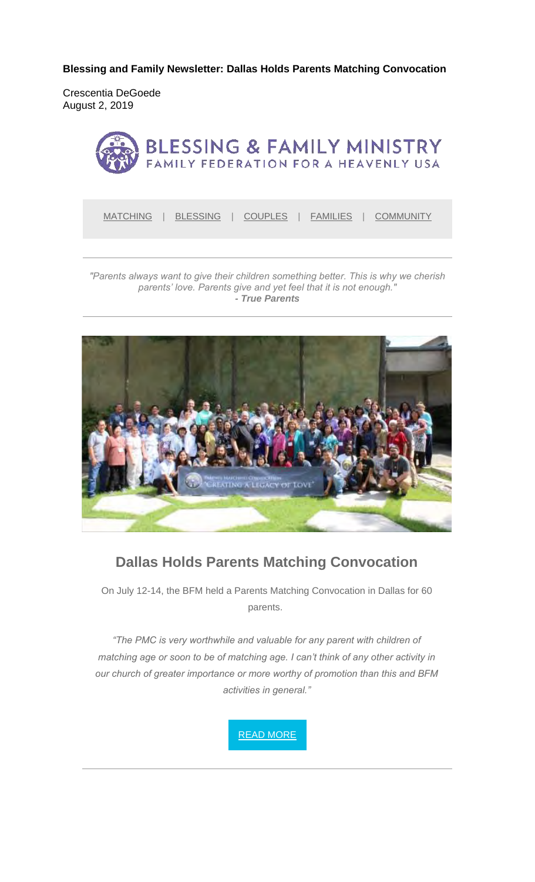**Blessing and Family Newsletter: Dallas Holds Parents Matching Convocation**

Crescentia DeGoede
August 2, 2019

BLESSING & FAMILY MINISTRY
FAMILY FEDERATION FOR A HEAVENLY USA

MATCHING | BLESSING | COUPLES | FAMILIES | COMMUNITY

---

*"Parents always want to give their children something better. This is why we cherish parents' love. Parents give and yet feel that it is not enough."*
***- True Parents***

---

## Dallas Holds Parents Matching Convocation

On July 12-14, the BFM held a Parents Matching Convocation in Dallas for 60 parents.

*"The PMC is very worthwhile and valuable for any parent with children of matching age or soon to be of matching age. I can't think of any other activity in our church of greater importance or more worthy of promotion than this and BFM activities in general."*

READ MORE

---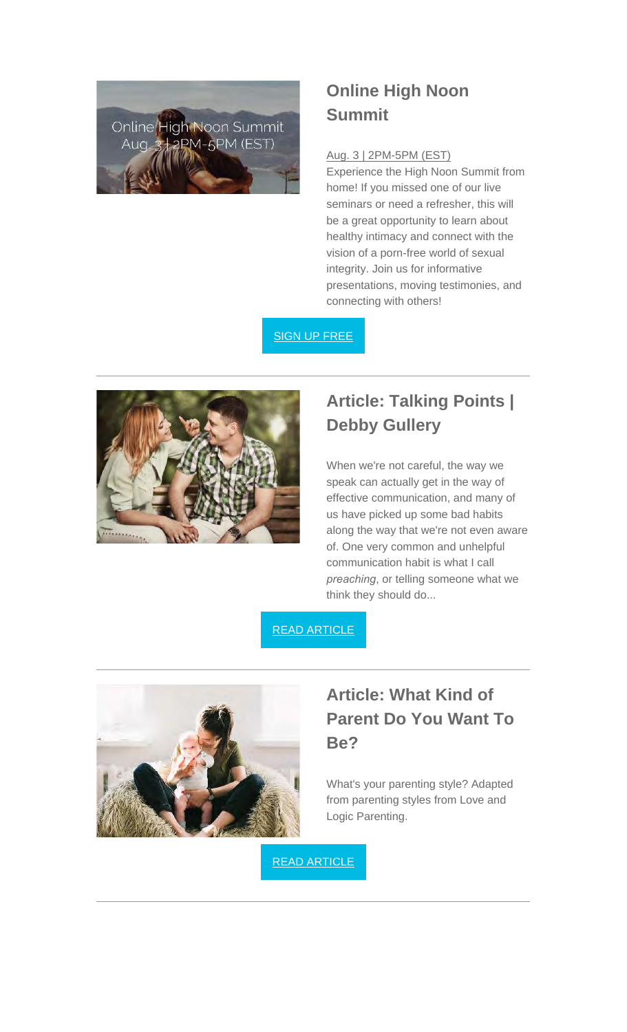## Online High Noon Summit

Aug. 3 | 2PM-5PM (EST)

Experience the High Noon Summit from home! If you missed one of our live seminars or need a refresher, this will be a great opportunity to learn about healthy intimacy and connect with the vision of a porn-free world of sexual integrity. Join us for informative presentations, moving testimonies, and connecting with others!

SIGN UP FREE

---

## Article: Talking Points | Debby Gullery

When we're not careful, the way we speak can actually get in the way of effective communication, and many of us have picked up some bad habits along the way that we're not even aware of. One very common and unhelpful communication habit is what I call *preaching*, or telling someone what we think they should do...

READ ARTICLE

---

## Article: What Kind of Parent Do You Want To Be?

What's your parenting style? Adapted from parenting styles from Love and Logic Parenting.

READ ARTICLE

---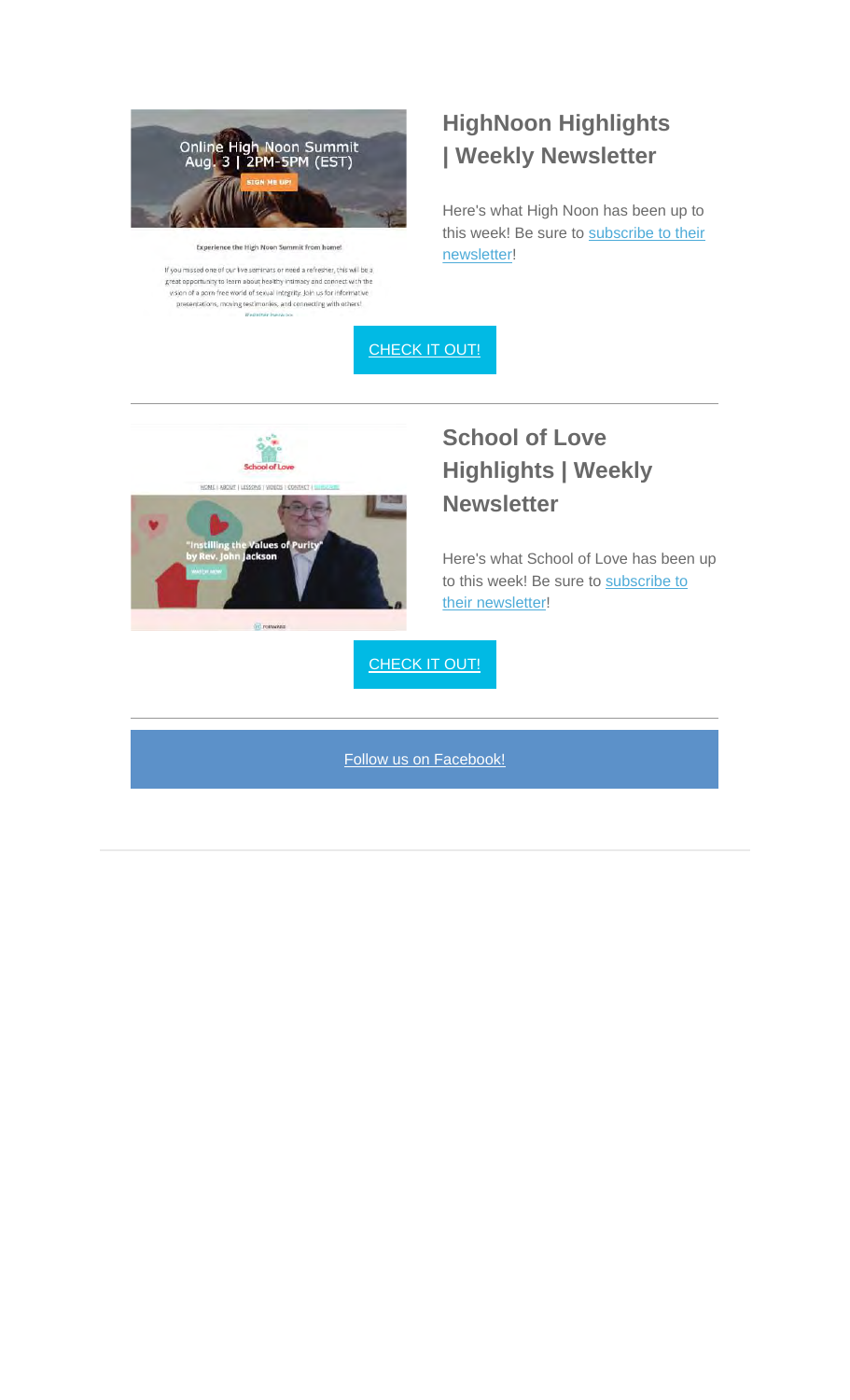## HighNoon Highlights | Weekly Newsletter

Here's what High Noon has been up to this week! Be sure to subscribe to their newsletter!

CHECK IT OUT!

---

## School of Love Highlights | Weekly Newsletter

Here's what School of Love has been up to this week! Be sure to subscribe to their newsletter!

CHECK IT OUT!

---

Follow us on Facebook!